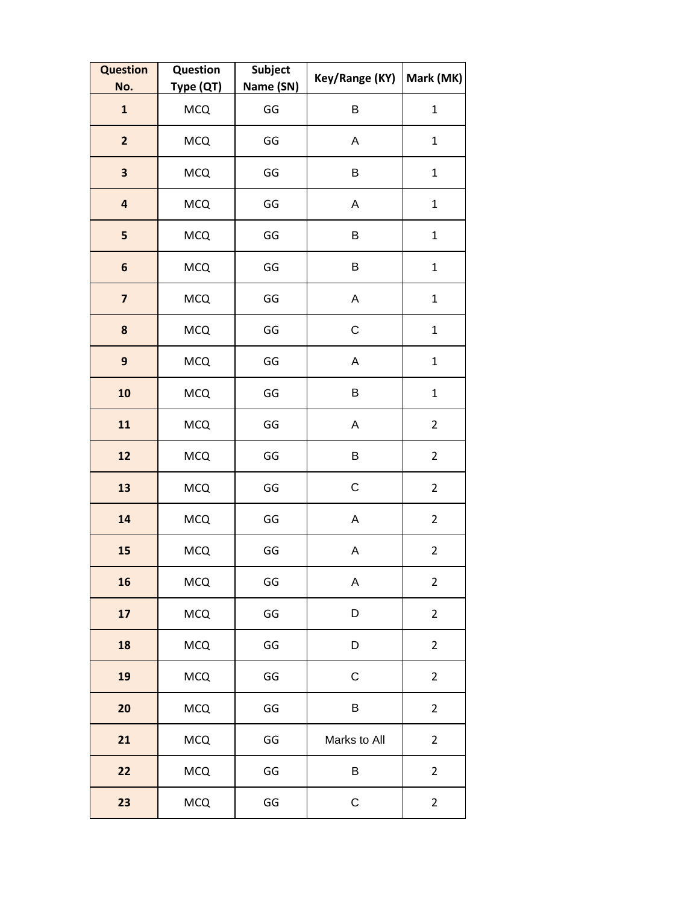| Question No. | Question Type (QT) | Subject Name (SN) | Key/Range (KY) | Mark (MK) |
|---|---|---|---|---|
| **1** | MCQ | GG | B | 1 |
| **2** | MCQ | GG | A | 1 |
| **3** | MCQ | GG | B | 1 |
| **4** | MCQ | GG | A | 1 |
| **5** | MCQ | GG | B | 1 |
| **6** | MCQ | GG | B | 1 |
| **7** | MCQ | GG | A | 1 |
| **8** | MCQ | GG | C | 1 |
| **9** | MCQ | GG | A | 1 |
| **10** | MCQ | GG | B | 1 |
| **11** | MCQ | GG | A | 2 |
| **12** | MCQ | GG | B | 2 |
| **13** | MCQ | GG | C | 2 |
| **14** | MCQ | GG | A | 2 |
| **15** | MCQ | GG | A | 2 |
| **16** | MCQ | GG | A | 2 |
| **17** | MCQ | GG | D | 2 |
| **18** | MCQ | GG | D | 2 |
| **19** | MCQ | GG | C | 2 |
| **20** | MCQ | GG | B | 2 |
| **21** | MCQ | GG | Marks to All | 2 |
| **22** | MCQ | GG | B | 2 |
| **23** | MCQ | GG | C | 2 |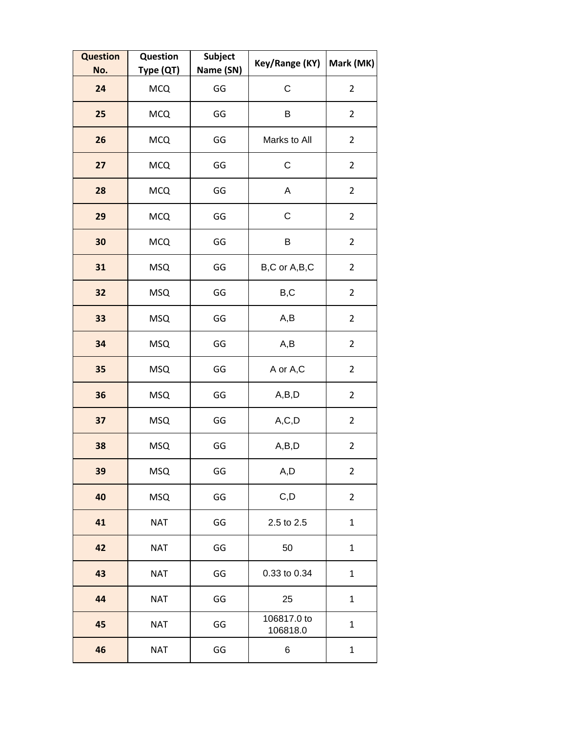| Question No. | Question Type (QT) | Subject Name (SN) | Key/Range (KY) | Mark (MK) |
|---|---|---|---|---|
| 24 | MCQ | GG | C | 2 |
| 25 | MCQ | GG | B | 2 |
| 26 | MCQ | GG | Marks to All | 2 |
| 27 | MCQ | GG | C | 2 |
| 28 | MCQ | GG | A | 2 |
| 29 | MCQ | GG | C | 2 |
| 30 | MCQ | GG | B | 2 |
| 31 | MSQ | GG | B,C or A,B,C | 2 |
| 32 | MSQ | GG | B,C | 2 |
| 33 | MSQ | GG | A,B | 2 |
| 34 | MSQ | GG | A,B | 2 |
| 35 | MSQ | GG | A or A,C | 2 |
| 36 | MSQ | GG | A,B,D | 2 |
| 37 | MSQ | GG | A,C,D | 2 |
| 38 | MSQ | GG | A,B,D | 2 |
| 39 | MSQ | GG | A,D | 2 |
| 40 | MSQ | GG | C,D | 2 |
| 41 | NAT | GG | 2.5 to 2.5 | 1 |
| 42 | NAT | GG | 50 | 1 |
| 43 | NAT | GG | 0.33 to 0.34 | 1 |
| 44 | NAT | GG | 25 | 1 |
| 45 | NAT | GG | 106817.0 to 106818.0 | 1 |
| 46 | NAT | GG | 6 | 1 |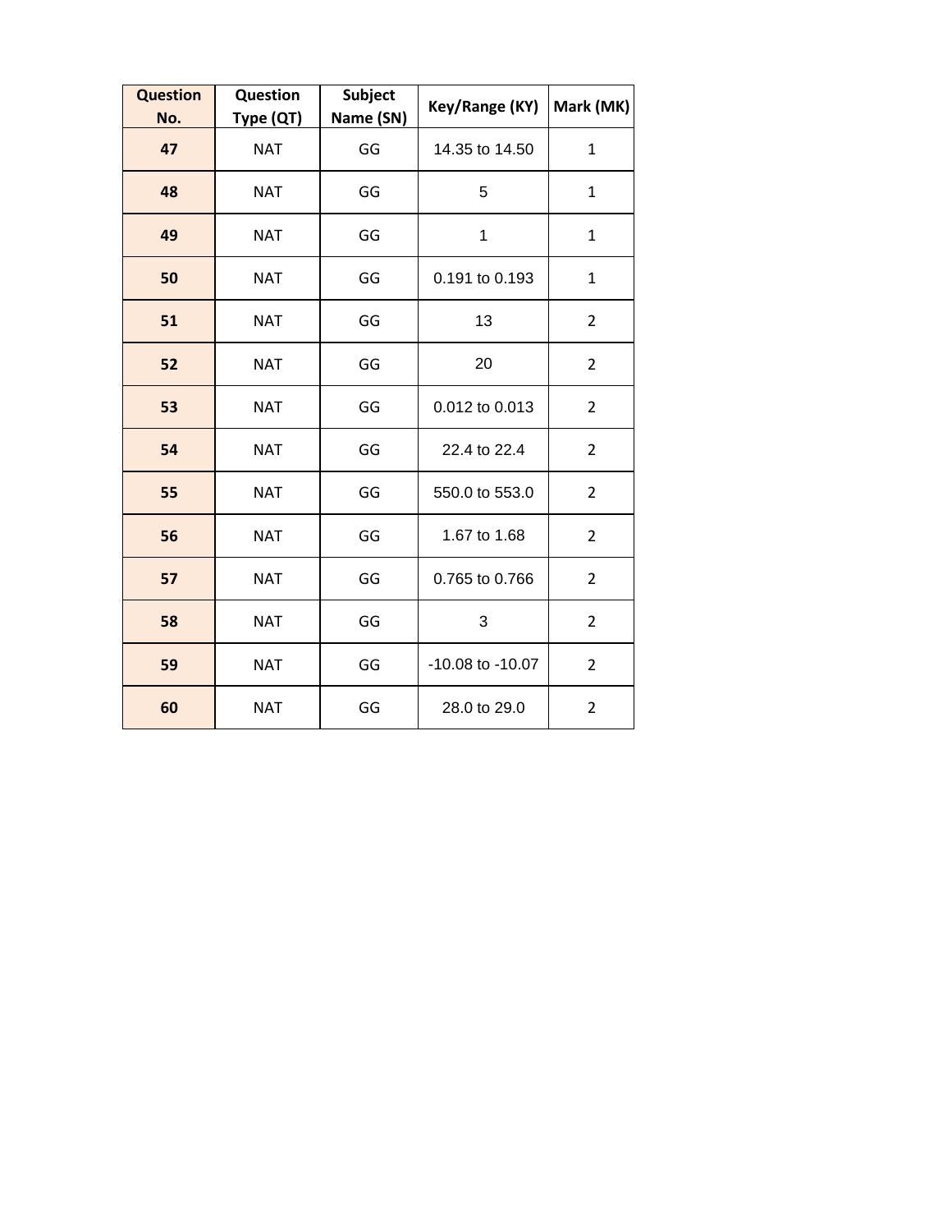| Question No. | Question Type (QT) | Subject Name (SN) | Key/Range (KY) | Mark (MK) |
|---|---|---|---|---|
| 47 | NAT | GG | 14.35 to 14.50 | 1 |
| 48 | NAT | GG | 5 | 1 |
| 49 | NAT | GG | 1 | 1 |
| 50 | NAT | GG | 0.191 to 0.193 | 1 |
| 51 | NAT | GG | 13 | 2 |
| 52 | NAT | GG | 20 | 2 |
| 53 | NAT | GG | 0.012 to 0.013 | 2 |
| 54 | NAT | GG | 22.4 to 22.4 | 2 |
| 55 | NAT | GG | 550.0 to 553.0 | 2 |
| 56 | NAT | GG | 1.67 to 1.68 | 2 |
| 57 | NAT | GG | 0.765 to 0.766 | 2 |
| 58 | NAT | GG | 3 | 2 |
| 59 | NAT | GG | -10.08 to -10.07 | 2 |
| 60 | NAT | GG | 28.0 to 29.0 | 2 |